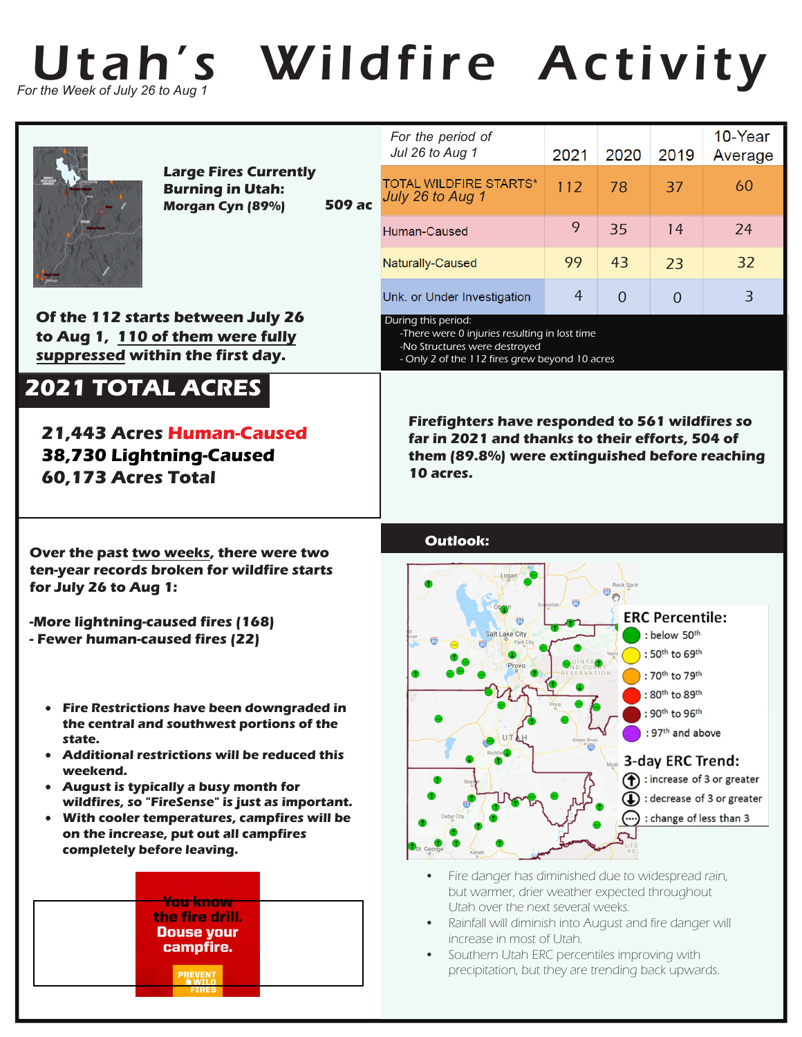# Utah's Wildfire Activity

*For the Week of July 26 to Aug 1*

**Large Fires Currently Burning in Utah:**
**Morgan Cyn (89%)** **509 ac**

| *For the period of Jul 26 to Aug 1* | 2021 | 2020 | 2019 | 10-Year Average |
|---|---|---|---|---|
| TOTAL WILDFIRE STARTS* *July 26 to Aug 1* | 112 | 78 | 37 | 60 |
| Human-Caused | 9 | 35 | 14 | 24 |
| Naturally-Caused | 99 | 43 | 23 | 32 |
| Unk. or Under Investigation | 4 | 0 | 0 | 3 |

During this period:
- There were 0 injuries resulting in lost time
- No Structures were destroyed
- Only 2 of the 112 fires grew beyond 10 acres

**Of the 112 starts between July 26 to Aug 1, 110 of them were fully suppressed within the first day.**

## 2021 TOTAL ACRES

**21,443 Acres Human-Caused**
**38,730 Lightning-Caused**
**60,173 Acres Total**

**Firefighters have responded to 561 wildfires so far in 2021 and thanks to their efforts, 504 of them (89.8%) were extinguished before reaching 10 acres.**

**Over the past two weeks, there were two ten-year records broken for wildfire starts for July 26 to Aug 1:**

**-More lightning-caused fires (168)**
**- Fewer human-caused fires (22)**

- **Fire Restrictions have been downgraded in the central and southwest portions of the state.**
- **Additional restrictions will be reduced this weekend.**
- **August is typically a busy month for wildfires, so "FireSense" is just as important.**
- **With cooler temperatures, campfires will be on the increase, put out all campfires completely before leaving.**

You know the fire drill. Douse your campfire. PREVENT WILDFIRES

## Outlook:

**ERC Percentile:**
- : below 50th
- : 50th to 69th
- : 70th to 79th
- : 80th to 89th
- : 90th to 96th
- : 97th and above

**3-day ERC Trend:**
- : increase of 3 or greater
- : decrease of 3 or greater
- : change of less than 3

- Fire danger has diminished due to widespread rain, but warmer, drier weather expected throughout Utah over the next several weeks.
- Rainfall will diminish into August and fire danger will increase in most of Utah.
- Southern Utah ERC percentiles improving with precipitation, but they are trending back upwards.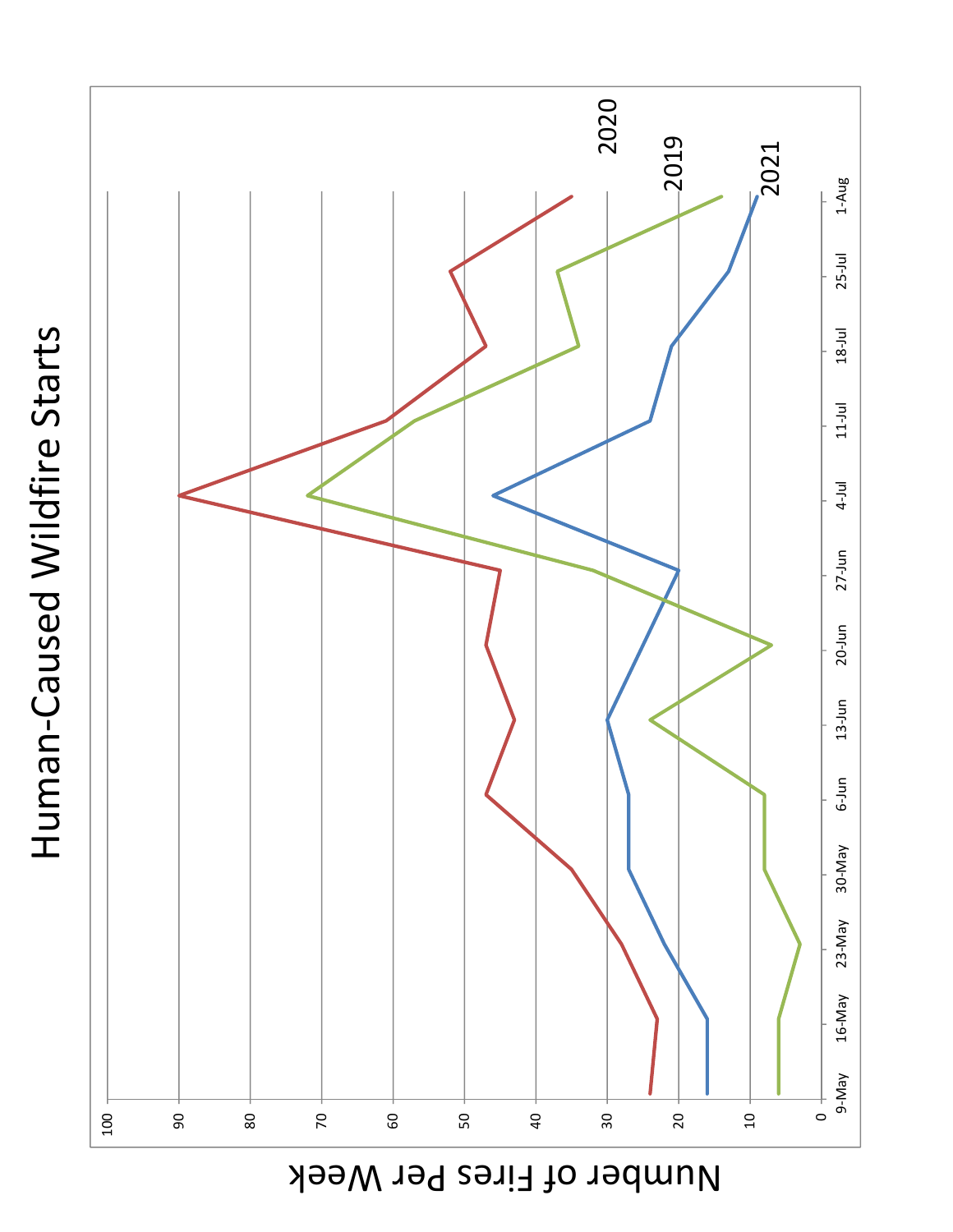# Human-Caused Wildfire Starts

Number of Fires Per Week

100
90
80
70
60
50
40
30
20
10
0

9-May
16-May
23-May
30-May
6-Jun
13-Jun
20-Jun
27-Jun
4-Jul
11-Jul
18-Jul
25-Jul
1-Aug

2020
2019
2021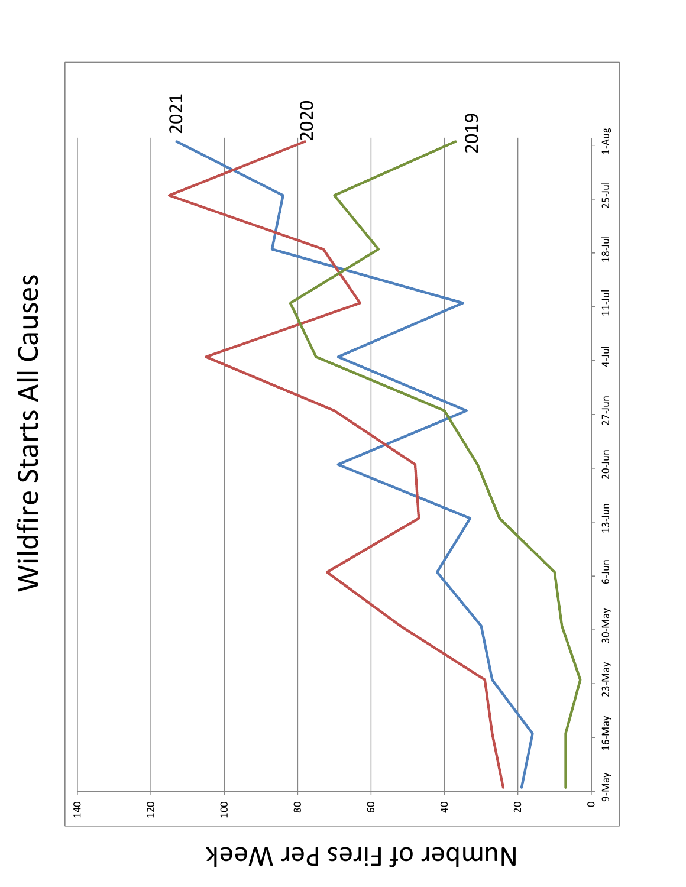# Wildfire Starts All Causes

Number of Fires Per Week

0
20
40
60
80
100
120
140

9-May
16-May
23-May
30-May
6-Jun
13-Jun
20-Jun
27-Jun
4-Jul
11-Jul
18-Jul
25-Jul
1-Aug

2021

2020

2019